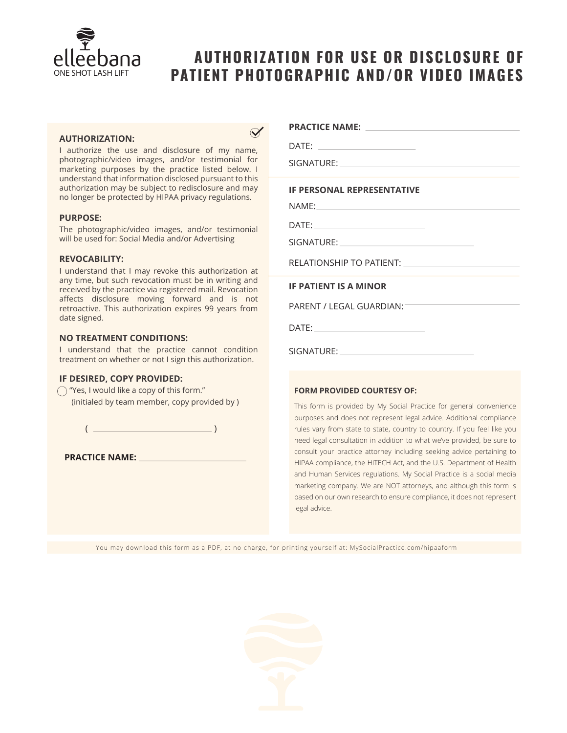elleebana
ONE SHOT LASH LIFT

# AUTHORIZATION FOR USE OR DISCLOSURE OF PATIENT PHOTOGRAPHIC AND/OR VIDEO IMAGES

**AUTHORIZATION:**

I authorize the use and disclosure of my name, photographic/video images, and/or testimonial for marketing purposes by the practice listed below. I understand that information disclosed pursuant to this authorization may be subject to redisclosure and may no longer be protected by HIPAA privacy regulations.

**PURPOSE:**

The photographic/video images, and/or testimonial will be used for: Social Media and/or Advertising

**REVOCABILITY:**

I understand that I may revoke this authorization at any time, but such revocation must be in writing and received by the practice via registered mail. Revocation affects disclosure moving forward and is not retroactive. This authorization expires 99 years from date signed.

**NO TREATMENT CONDITIONS:**

I understand that the practice cannot condition treatment on whether or not I sign this authorization.

**IF DESIRED, COPY PROVIDED:**

◯ "Yes, I would like a copy of this form."
(initialed by team member, copy provided by )

( ______________________ )

**PRACTICE NAME:** ______________________

**PRACTICE NAME:** ______________________

DATE: ______________________

SIGNATURE: ______________________

**IF PERSONAL REPRESENTATIVE**

NAME: ______________________

DATE: ______________________

SIGNATURE: ______________________

RELATIONSHIP TO PATIENT: ______________________

**IF PATIENT IS A MINOR**

PARENT / LEGAL GUARDIAN: ______________________

DATE: ______________________

SIGNATURE: ______________________

**FORM PROVIDED COURTESY OF:**

This form is provided by My Social Practice for general convenience purposes and does not represent legal advice. Additional compliance rules vary from state to state, country to country. If you feel like you need legal consultation in addition to what we've provided, be sure to consult your practice attorney including seeking advice pertaining to HIPAA compliance, the HITECH Act, and the U.S. Department of Health and Human Services regulations. My Social Practice is a social media marketing company. We are NOT attorneys, and although this form is based on our own research to ensure compliance, it does not represent legal advice.

You may download this form as a PDF, at no charge, for printing yourself at: MySocialPractice.com/hipaaform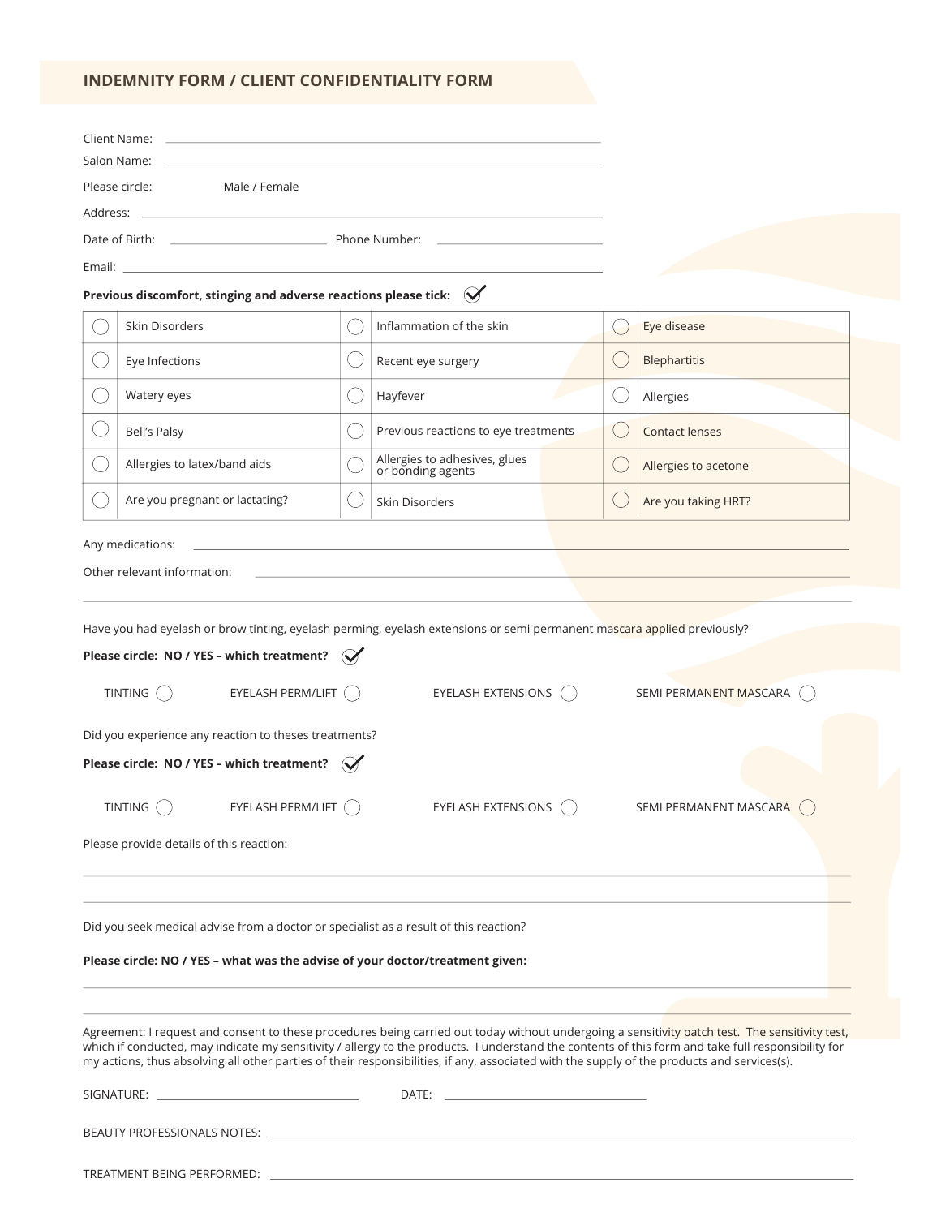## INDEMNITY FORM / CLIENT CONFIDENTIALITY FORM

Client Name: ____________________

Salon Name: ____________________

Please circle: Male / Female

Address: ____________________

Date of Birth: ____________________ Phone Number: ____________________

Email: ____________________

**Previous discomfort, stinging and adverse reactions please tick:** ✓

| | | | | | |
|---|---|---|---|---|---|
| ◯ | Skin Disorders | ◯ | Inflammation of the skin | ◯ | Eye disease |
| ◯ | Eye Infections | ◯ | Recent eye surgery | ◯ | Blephartitis |
| ◯ | Watery eyes | ◯ | Hayfever | ◯ | Allergies |
| ◯ | Bell's Palsy | ◯ | Previous reactions to eye treatments | ◯ | Contact lenses |
| ◯ | Allergies to latex/band aids | ◯ | Allergies to adhesives, glues or bonding agents | ◯ | Allergies to acetone |
| ◯ | Are you pregnant or lactating? | ◯ | Skin Disorders | ◯ | Are you taking HRT? |

Any medications: ____________________

Other relevant information: ____________________

Have you had eyelash or brow tinting, eyelash perming, eyelash extensions or semi permanent mascara applied previously?

**Please circle: NO / YES – which treatment?** ✓

TINTING ◯ EYELASH PERM/LIFT ◯ EYELASH EXTENSIONS ◯ SEMI PERMANENT MASCARA ◯

Did you experience any reaction to theses treatments?

**Please circle: NO / YES – which treatment?** ✓

TINTING ◯ EYELASH PERM/LIFT ◯ EYELASH EXTENSIONS ◯ SEMI PERMANENT MASCARA ◯

Please provide details of this reaction:

____________________

____________________

Did you seek medical advise from a doctor or specialist as a result of this reaction?

**Please circle: NO / YES – what was the advise of your doctor/treatment given:**

____________________

____________________

Agreement: I request and consent to these procedures being carried out today without undergoing a sensitivity patch test. The sensitivity test, which if conducted, may indicate my sensitivity / allergy to the products. I understand the contents of this form and take full responsibility for my actions, thus absolving all other parties of their responsibilities, if any, associated with the supply of the products and services(s).

SIGNATURE: ____________________ DATE: ____________________

BEAUTY PROFESSIONALS NOTES: ____________________

TREATMENT BEING PERFORMED: ____________________